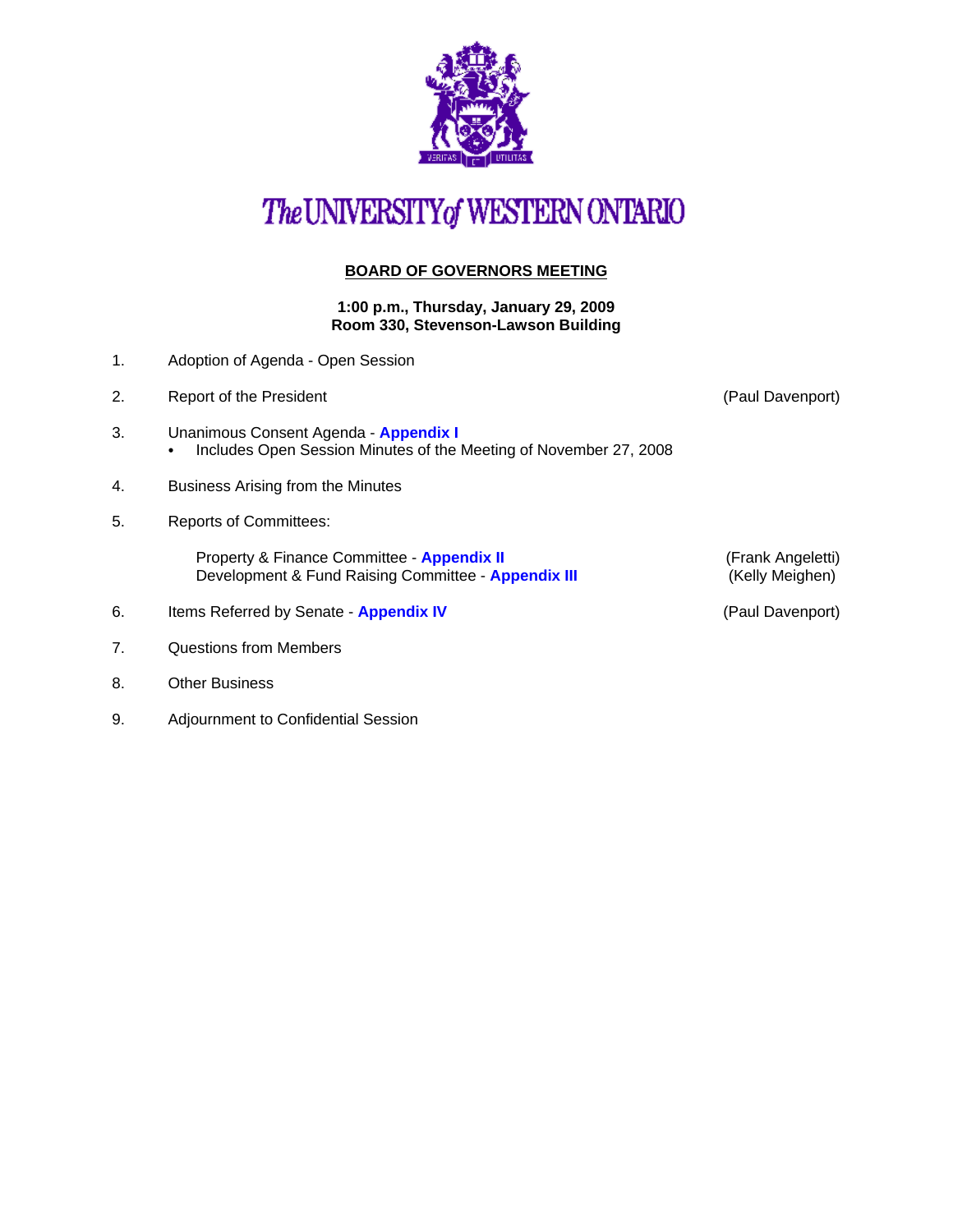# The UNIVERSITY of WESTERN ONTARIO

## BOARD OF GOVERNORS MEETING

**1:00 p.m., Thursday, January 29, 2009**
**Room 330, Stevenson-Lawson Building**

1. Adoption of Agenda - Open Session

2. Report of the President (Paul Davenport)

3. Unanimous Consent Agenda - **Appendix I**
   - Includes Open Session Minutes of the Meeting of November 27, 2008

4. Business Arising from the Minutes

5. Reports of Committees:

   Property & Finance Committee - **Appendix II** (Frank Angeletti)
   Development & Fund Raising Committee - **Appendix III** (Kelly Meighen)

6. Items Referred by Senate - **Appendix IV** (Paul Davenport)

7. Questions from Members

8. Other Business

9. Adjournment to Confidential Session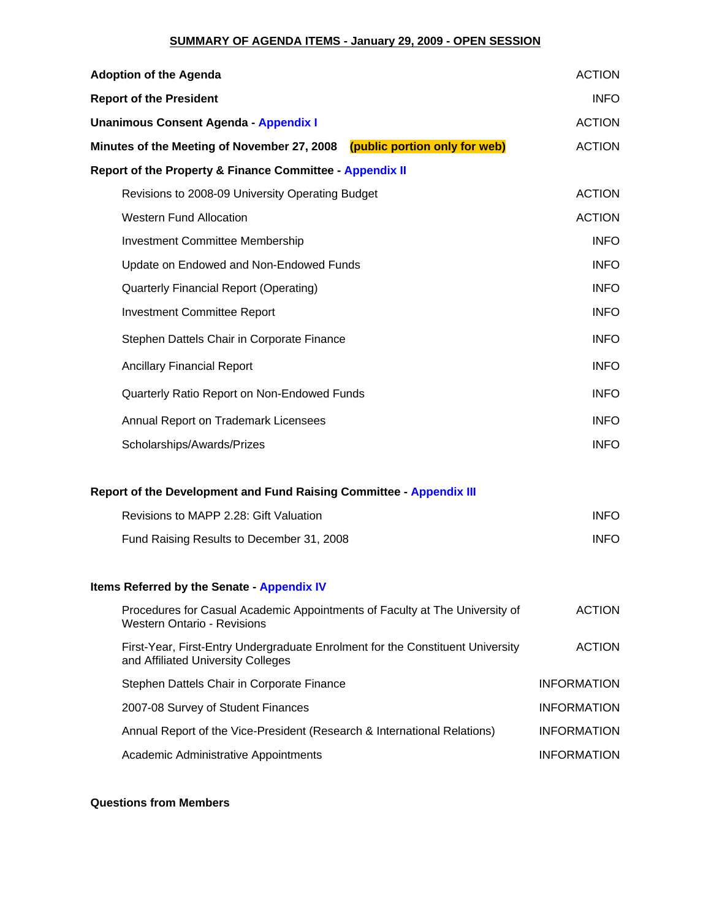## SUMMARY OF AGENDA ITEMS - January 29, 2009 - OPEN SESSION

| | |
|---|---|
| **Adoption of the Agenda** | ACTION |
| **Report of the President** | INFO |
| **Unanimous Consent Agenda - Appendix I** | ACTION |
| **Minutes of the Meeting of November 27, 2008** **(public portion only for web)** | ACTION |
| **Report of the Property & Finance Committee - Appendix II** | |
| Revisions to 2008-09 University Operating Budget | ACTION |
| Western Fund Allocation | ACTION |
| Investment Committee Membership | INFO |
| Update on Endowed and Non-Endowed Funds | INFO |
| Quarterly Financial Report (Operating) | INFO |
| Investment Committee Report | INFO |
| Stephen Dattels Chair in Corporate Finance | INFO |
| Ancillary Financial Report | INFO |
| Quarterly Ratio Report on Non-Endowed Funds | INFO |
| Annual Report on Trademark Licensees | INFO |
| Scholarships/Awards/Prizes | INFO |
| **Report of the Development and Fund Raising Committee - Appendix III** | |
| Revisions to MAPP 2.28: Gift Valuation | INFO |
| Fund Raising Results to December 31, 2008 | INFO |
| **Items Referred by the Senate - Appendix IV** | |
| Procedures for Casual Academic Appointments of Faculty at The University of Western Ontario - Revisions | ACTION |
| First-Year, First-Entry Undergraduate Enrolment for the Constituent University and Affiliated University Colleges | ACTION |
| Stephen Dattels Chair in Corporate Finance | INFORMATION |
| 2007-08 Survey of Student Finances | INFORMATION |
| Annual Report of the Vice-President (Research & International Relations) | INFORMATION |
| Academic Administrative Appointments | INFORMATION |

**Questions from Members**